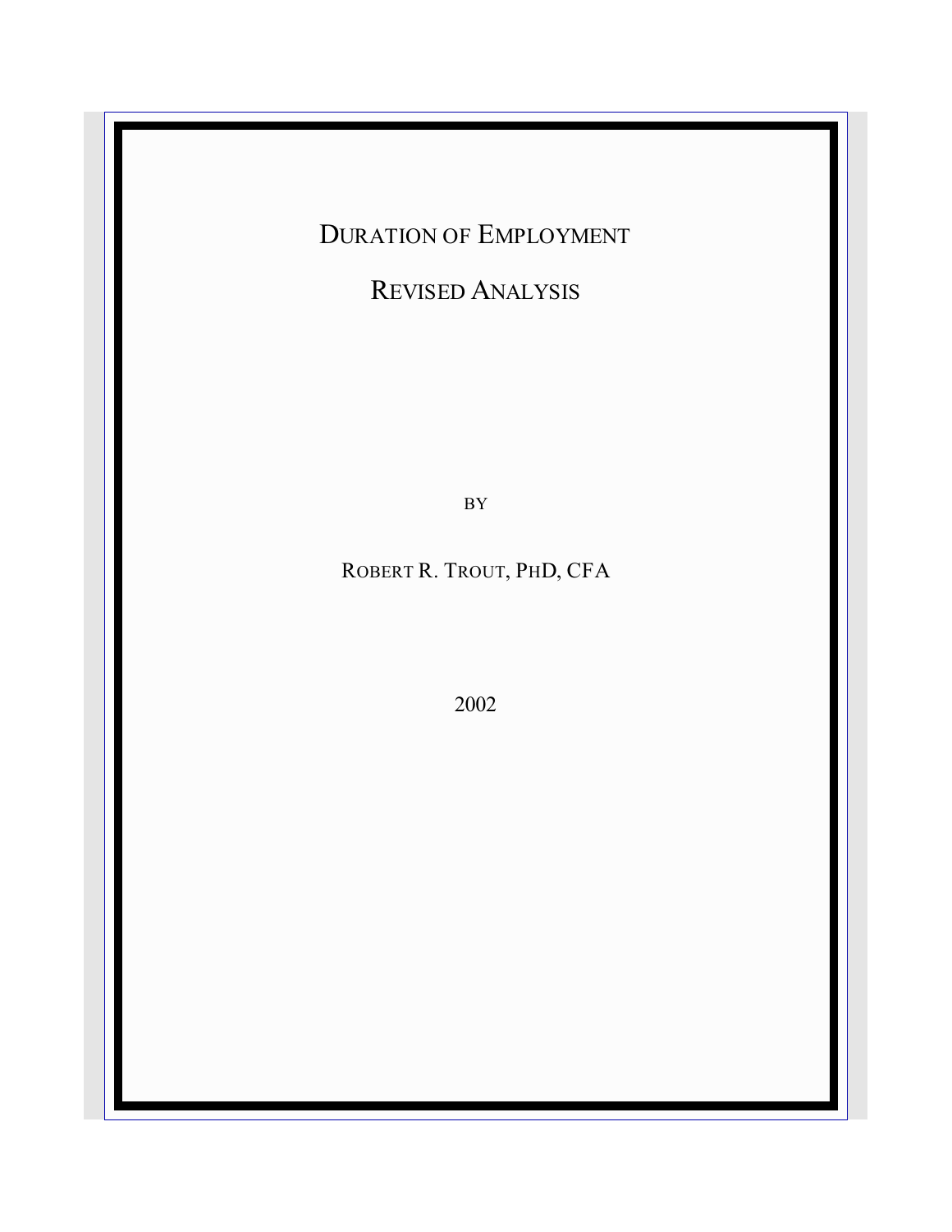# DURATION OF EMPLOYMENT

## REVISED ANALYSIS

BY

ROBERT R. TROUT, PHD, CFA

2002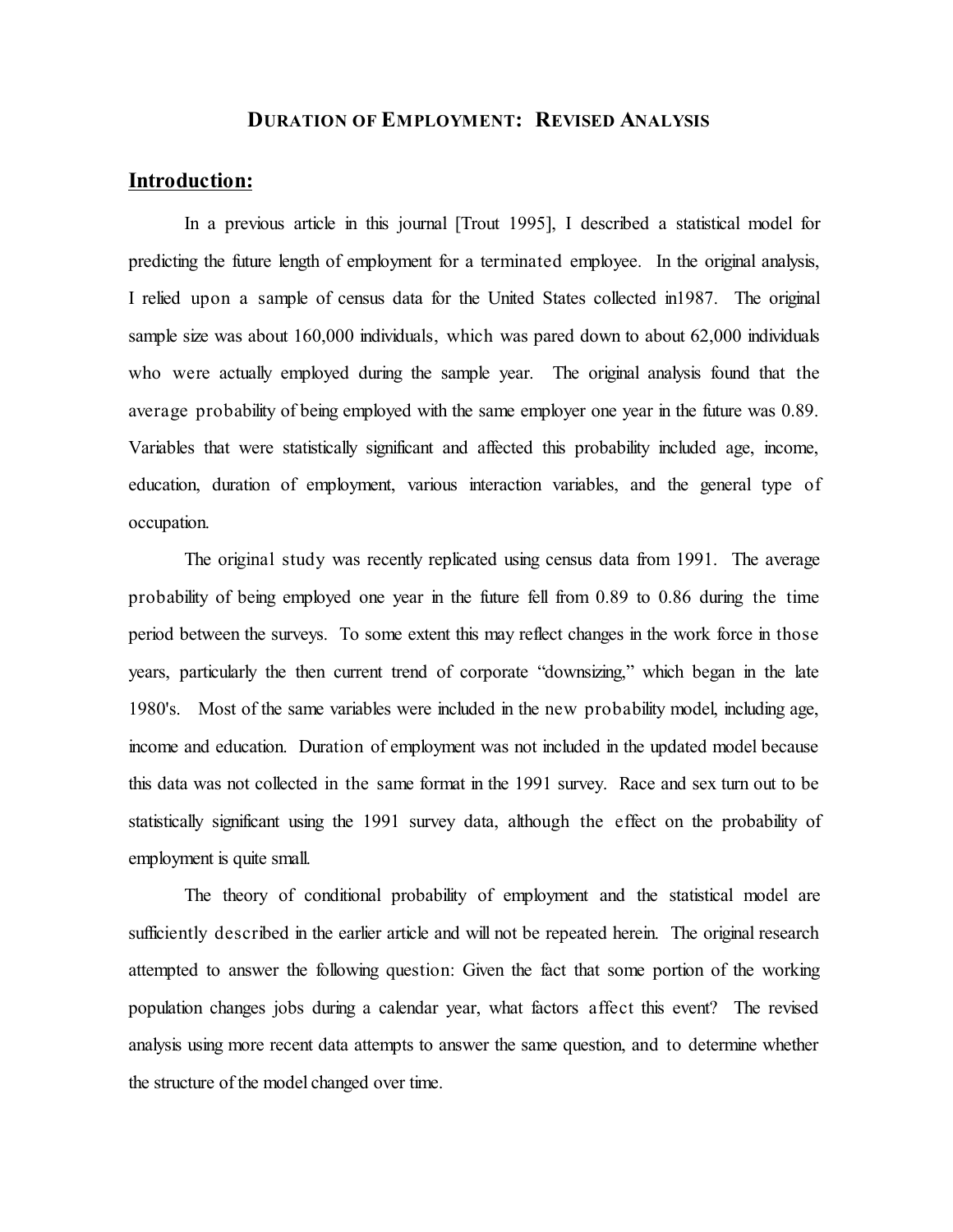# DURATION OF EMPLOYMENT: REVISED ANALYSIS

## Introduction:

In a previous article in this journal [Trout 1995], I described a statistical model for predicting the future length of employment for a terminated employee. In the original analysis, I relied upon a sample of census data for the United States collected in1987. The original sample size was about 160,000 individuals, which was pared down to about 62,000 individuals who were actually employed during the sample year. The original analysis found that the average probability of being employed with the same employer one year in the future was 0.89. Variables that were statistically significant and affected this probability included age, income, education, duration of employment, various interaction variables, and the general type of occupation.

The original study was recently replicated using census data from 1991. The average probability of being employed one year in the future fell from 0.89 to 0.86 during the time period between the surveys. To some extent this may reflect changes in the work force in those years, particularly the then current trend of corporate "downsizing," which began in the late 1980's. Most of the same variables were included in the new probability model, including age, income and education. Duration of employment was not included in the updated model because this data was not collected in the same format in the 1991 survey. Race and sex turn out to be statistically significant using the 1991 survey data, although the effect on the probability of employment is quite small.

The theory of conditional probability of employment and the statistical model are sufficiently described in the earlier article and will not be repeated herein. The original research attempted to answer the following question: Given the fact that some portion of the working population changes jobs during a calendar year, what factors affect this event? The revised analysis using more recent data attempts to answer the same question, and to determine whether the structure of the model changed over time.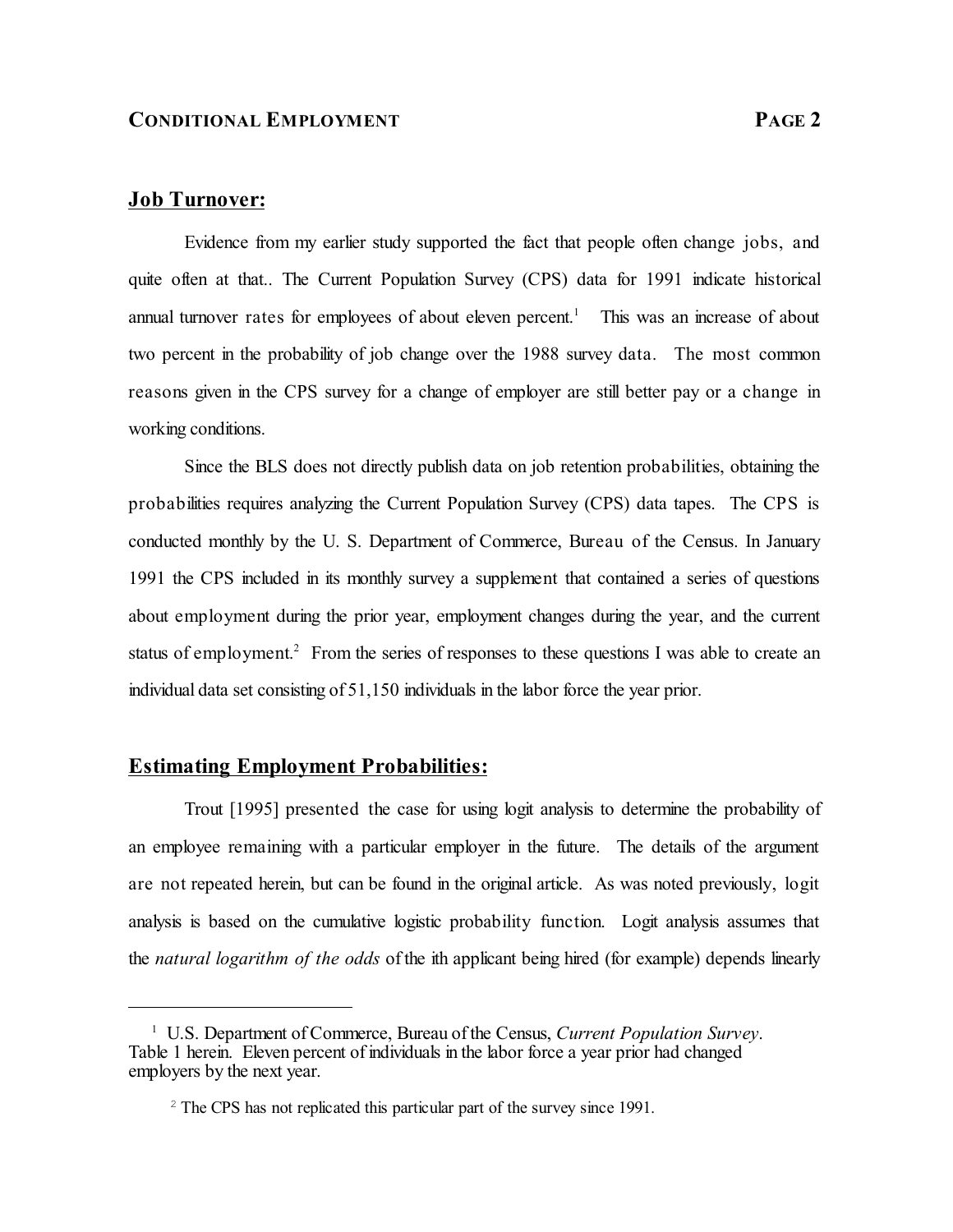## Job Turnover:

Evidence from my earlier study supported the fact that people often change jobs, and quite often at that.. The Current Population Survey (CPS) data for 1991 indicate historical annual turnover rates for employees of about eleven percent.[1] This was an increase of about two percent in the probability of job change over the 1988 survey data. The most common reasons given in the CPS survey for a change of employer are still better pay or a change in working conditions.

Since the BLS does not directly publish data on job retention probabilities, obtaining the probabilities requires analyzing the Current Population Survey (CPS) data tapes. The CPS is conducted monthly by the U. S. Department of Commerce, Bureau of the Census. In January 1991 the CPS included in its monthly survey a supplement that contained a series of questions about employment during the prior year, employment changes during the year, and the current status of employment.[2] From the series of responses to these questions I was able to create an individual data set consisting of 51,150 individuals in the labor force the year prior.

## Estimating Employment Probabilities:

Trout [1995] presented the case for using logit analysis to determine the probability of an employee remaining with a particular employer in the future. The details of the argument are not repeated herein, but can be found in the original article. As was noted previously, logit analysis is based on the cumulative logistic probability function. Logit analysis assumes that the *natural logarithm of the odds* of the ith applicant being hired (for example) depends linearly

---

[1] U.S. Department of Commerce, Bureau of the Census, *Current Population Survey*. Table 1 herein. Eleven percent of individuals in the labor force a year prior had changed employers by the next year.

[2] The CPS has not replicated this particular part of the survey since 1991.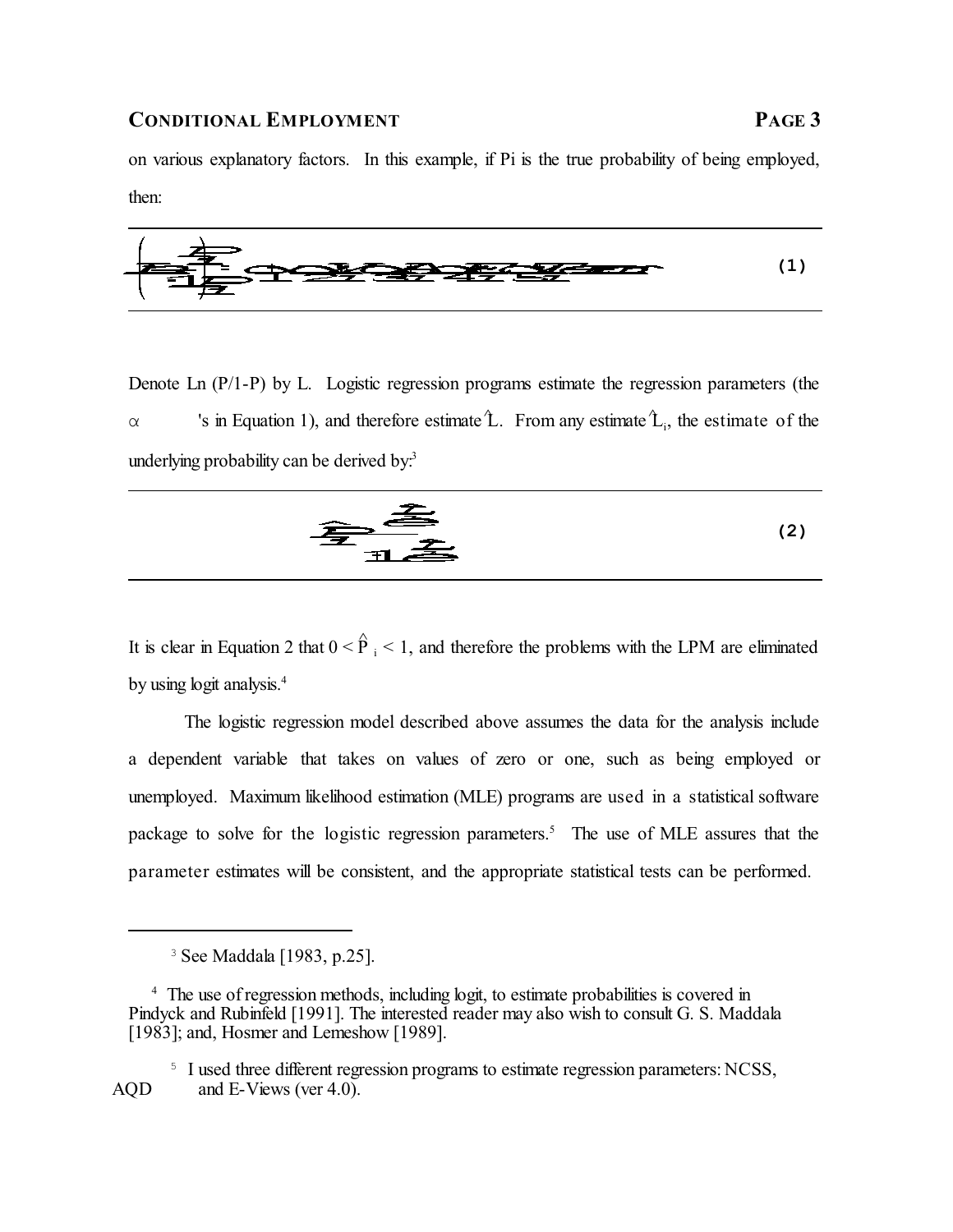on various explanatory factors. In this example, if Pi is the true probability of being employed, then:

$$\ln\left(\frac{P_i}{1-P_i}\right) = \alpha_1 + \alpha_2 X_2 + \alpha_3 X_3 + \alpha_4 X_4 + \alpha_5 X_5 \qquad (1)$$

Denote Ln (P/1-P) by L. Logistic regression programs estimate the regression parameters (the $\alpha$ 's in Equation 1), and therefore estimate $\hat{L}$. From any estimate $\hat{L}_i$, the estimate of the underlying probability can be derived by:[3]

$$\hat{P}_i = \frac{e^{\hat{L}_i}}{1+e^{\hat{L}_i}} \qquad (2)$$

It is clear in Equation 2 that $0 < \hat{P}_i < 1$, and therefore the problems with the LPM are eliminated by using logit analysis.[4]

The logistic regression model described above assumes the data for the analysis include a dependent variable that takes on values of zero or one, such as being employed or unemployed. Maximum likelihood estimation (MLE) programs are used in a statistical software package to solve for the logistic regression parameters.[5] The use of MLE assures that the parameter estimates will be consistent, and the appropriate statistical tests can be performed.

---

[3] See Maddala [1983, p.25].

[4] The use of regression methods, including logit, to estimate probabilities is covered in Pindyck and Rubinfeld [1991]. The interested reader may also wish to consult G. S. Maddala [1983]; and, Hosmer and Lemeshow [1989].

[5] I used three different regression programs to estimate regression parameters: NCSS, AQD and E-Views (ver 4.0).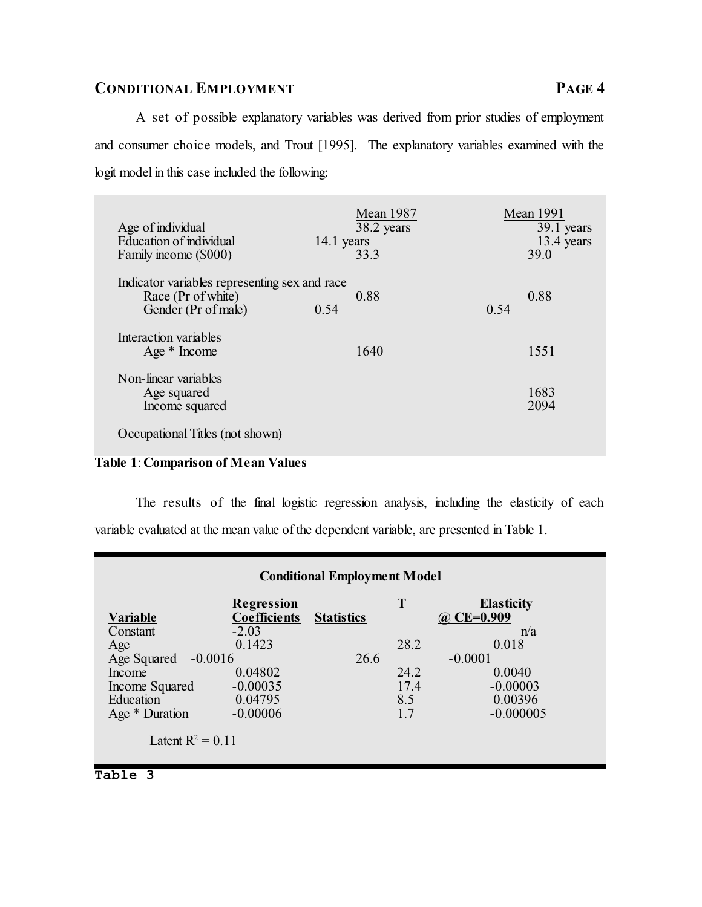A set of possible explanatory variables was derived from prior studies of employment and consumer choice models, and Trout [1995]. The explanatory variables examined with the logit model in this case included the following:

| | Mean 1987 | Mean 1991 |
|---|---|---|
| Age of individual | 38.2 years | 39.1 years |
| Education of individual | 14.1 years | 13.4 years |
| Family income ($000) | 33.3 | 39.0 |
| Indicator variables representing sex and race | | |
| Race (Pr of white) | 0.88 | 0.88 |
| Gender (Pr of male) | 0.54 | 0.54 |
| Interaction variables | | |
| Age * Income | 1640 | 1551 |
| Non-linear variables | | |
| Age squared | | 1683 |
| Income squared | | 2094 |
| Occupational Titles (not shown) | | |

**Table 1**: **Comparison of Mean Values**

The results of the final logistic regression analysis, including the elasticity of each variable evaluated at the mean value of the dependent variable, are presented in Table 1.

**Conditional Employment Model**

| Variable | Regression Coefficients | Statistics | T | Elasticity @ CE=0.909 |
|---|---|---|---|---|
| Constant | -2.03 | | | n/a |
| Age | 0.1423 | | 28.2 | 0.018 |
| Age Squared | -0.0016 | | 26.6 | -0.0001 |
| Income | 0.04802 | | 24.2 | 0.0040 |
| Income Squared | -0.00035 | | 17.4 | -0.00003 |
| Education | 0.04795 | | 8.5 | 0.00396 |
| Age * Duration | -0.00006 | | 1.7 | -0.000005 |

Latent $R^2 = 0.11$

**Table 3**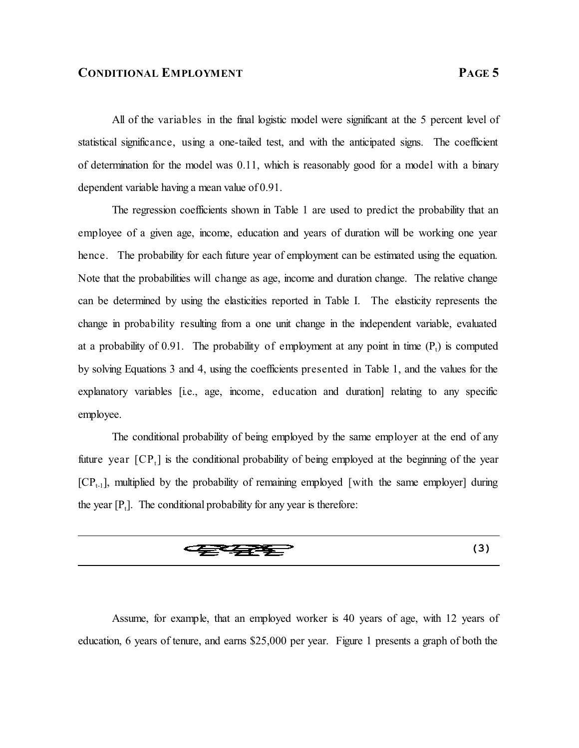All of the variables in the final logistic model were significant at the 5 percent level of statistical significance, using a one-tailed test, and with the anticipated signs. The coefficient of determination for the model was 0.11, which is reasonably good for a model with a binary dependent variable having a mean value of 0.91.

The regression coefficients shown in Table 1 are used to predict the probability that an employee of a given age, income, education and years of duration will be working one year hence. The probability for each future year of employment can be estimated using the equation. Note that the probabilities will change as age, income and duration change. The relative change can be determined by using the elasticities reported in Table I. The elasticity represents the change in probability resulting from a one unit change in the independent variable, evaluated at a probability of 0.91. The probability of employment at any point in time ($P_t$) is computed by solving Equations 3 and 4, using the coefficients presented in Table 1, and the values for the explanatory variables [i.e., age, income, education and duration] relating to any specific employee.

The conditional probability of being employed by the same employer at the end of any future year [$CP_t$] is the conditional probability of being employed at the beginning of the year [$CP_{t-1}$], multiplied by the probability of remaining employed [with the same employer] during the year [$P_t$]. The conditional probability for any year is therefore:

$$CP_t = CP_{t-1} \cdot P_t \tag{3}$$

Assume, for example, that an employed worker is 40 years of age, with 12 years of education, 6 years of tenure, and earns $25,000 per year. Figure 1 presents a graph of both the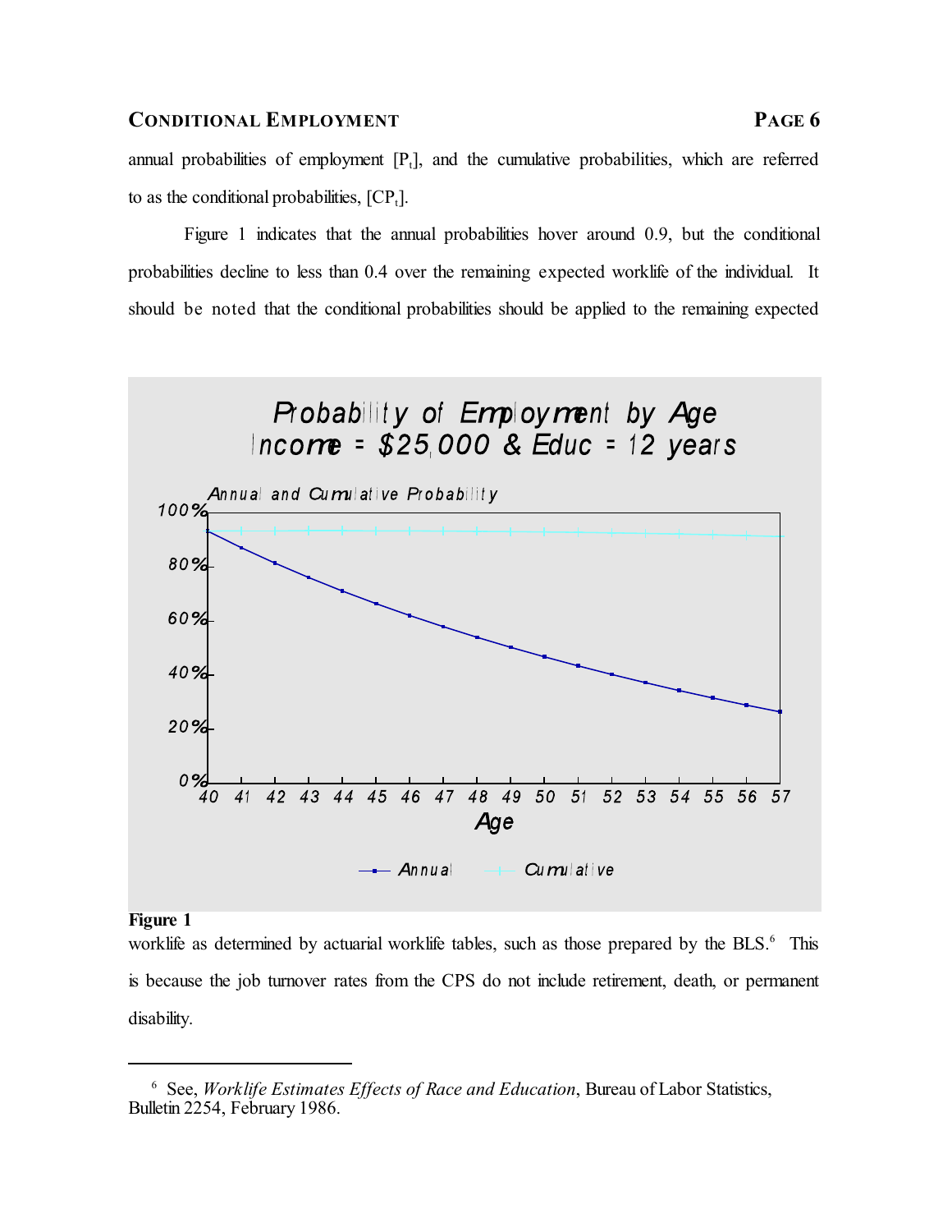annual probabilities of employment [$P_t$], and the cumulative probabilities, which are referred to as the conditional probabilities, [$CP_t$].

Figure 1 indicates that the annual probabilities hover around 0.9, but the conditional probabilities decline to less than 0.4 over the remaining expected worklife of the individual. It should be noted that the conditional probabilities should be applied to the remaining expected

**Figure 1**

worklife as determined by actuarial worklife tables, such as those prepared by the BLS.[6] This is because the job turnover rates from the CPS do not include retirement, death, or permanent disability.

---

[6] See, *Worklife Estimates Effects of Race and Education*, Bureau of Labor Statistics, Bulletin 2254, February 1986.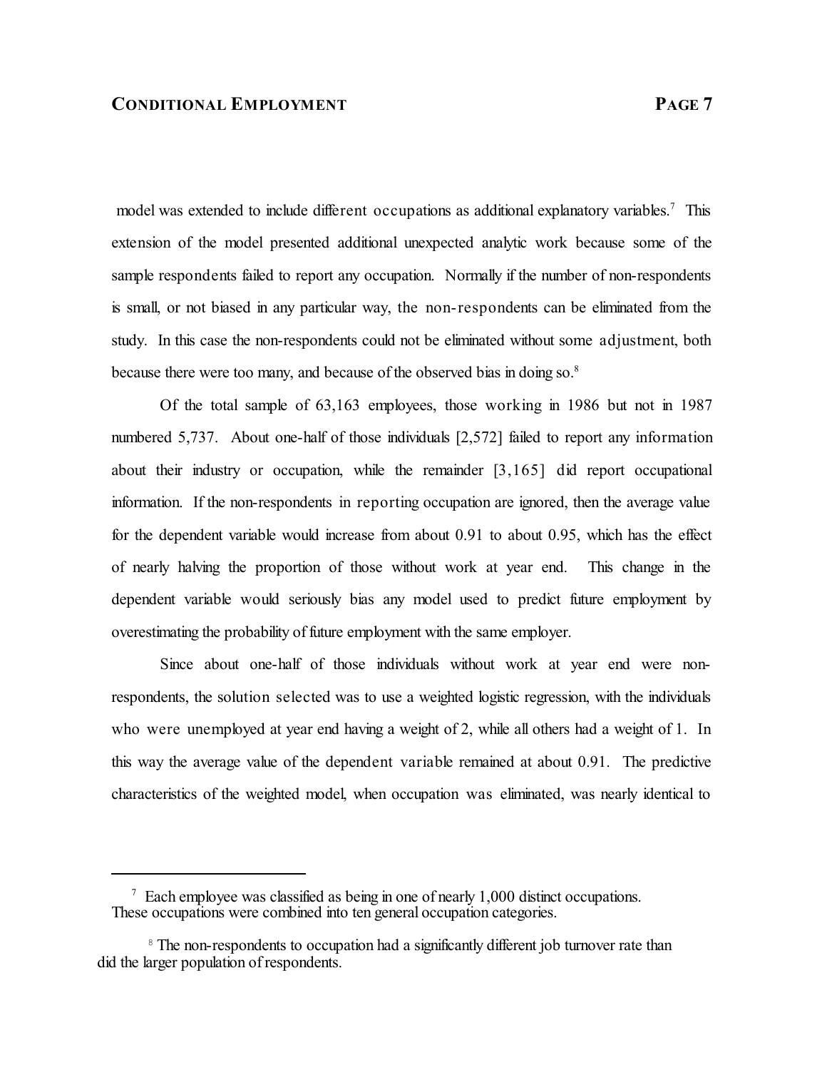model was extended to include different occupations as additional explanatory variables.[7] This extension of the model presented additional unexpected analytic work because some of the sample respondents failed to report any occupation. Normally if the number of non-respondents is small, or not biased in any particular way, the non-respondents can be eliminated from the study. In this case the non-respondents could not be eliminated without some adjustment, both because there were too many, and because of the observed bias in doing so.[8]

Of the total sample of 63,163 employees, those working in 1986 but not in 1987 numbered 5,737. About one-half of those individuals [2,572] failed to report any information about their industry or occupation, while the remainder [3,165] did report occupational information. If the non-respondents in reporting occupation are ignored, then the average value for the dependent variable would increase from about 0.91 to about 0.95, which has the effect of nearly halving the proportion of those without work at year end. This change in the dependent variable would seriously bias any model used to predict future employment by overestimating the probability of future employment with the same employer.

Since about one-half of those individuals without work at year end were non-respondents, the solution selected was to use a weighted logistic regression, with the individuals who were unemployed at year end having a weight of 2, while all others had a weight of 1. In this way the average value of the dependent variable remained at about 0.91. The predictive characteristics of the weighted model, when occupation was eliminated, was nearly identical to

---

[7] Each employee was classified as being in one of nearly 1,000 distinct occupations. These occupations were combined into ten general occupation categories.

[8] The non-respondents to occupation had a significantly different job turnover rate than did the larger population of respondents.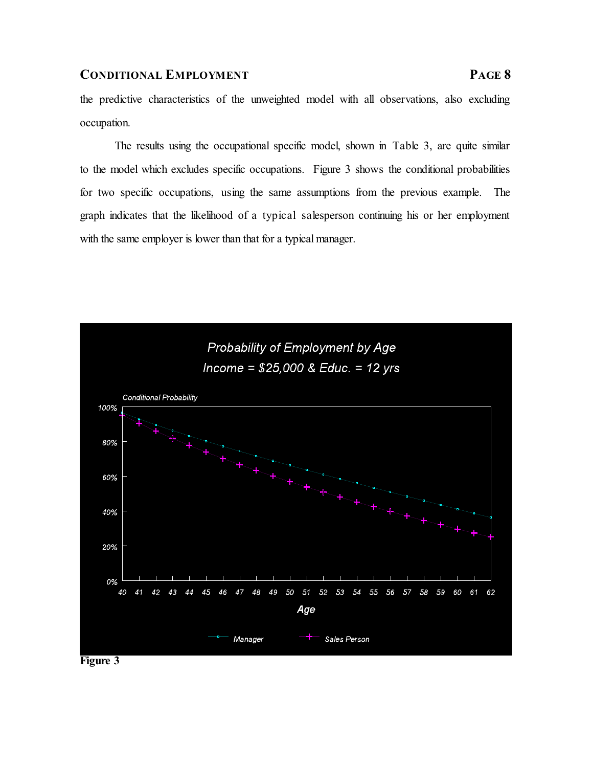the predictive characteristics of the unweighted model with all observations, also excluding occupation.

The results using the occupational specific model, shown in Table 3, are quite similar to the model which excludes specific occupations. Figure 3 shows the conditional probabilities for two specific occupations, using the same assumptions from the previous example. The graph indicates that the likelihood of a typical salesperson continuing his or her employment with the same employer is lower than that for a typical manager.

**Figure 3**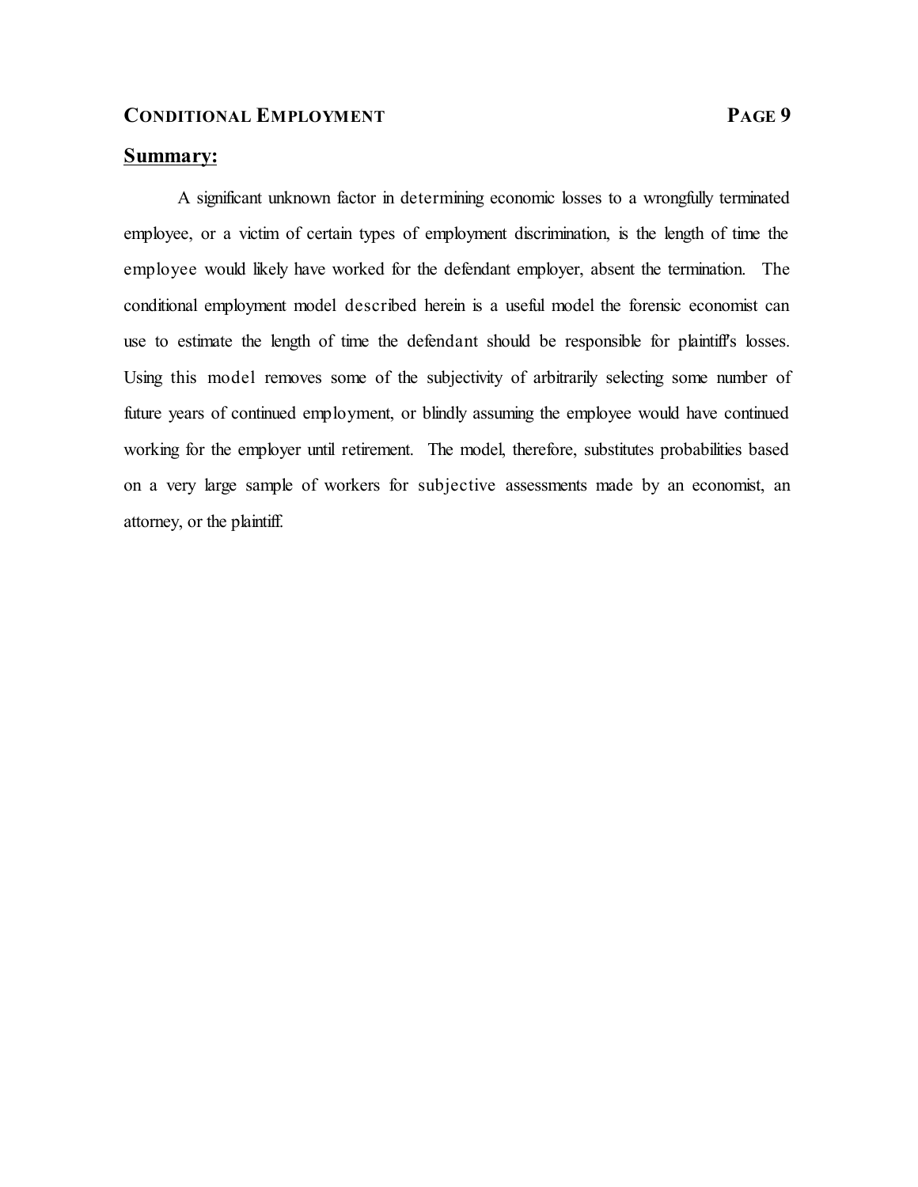## Summary:

A significant unknown factor in determining economic losses to a wrongfully terminated employee, or a victim of certain types of employment discrimination, is the length of time the employee would likely have worked for the defendant employer, absent the termination. The conditional employment model described herein is a useful model the forensic economist can use to estimate the length of time the defendant should be responsible for plaintiff's losses. Using this model removes some of the subjectivity of arbitrarily selecting some number of future years of continued employment, or blindly assuming the employee would have continued working for the employer until retirement. The model, therefore, substitutes probabilities based on a very large sample of workers for subjective assessments made by an economist, an attorney, or the plaintiff.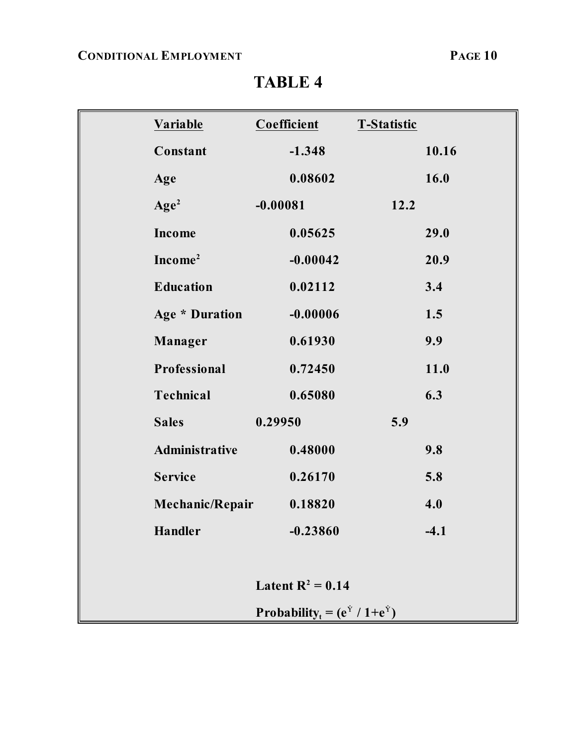# TABLE 4

| Variable | Coefficient | T-Statistic |
|---|---|---|
| Constant | -1.348 | 10.16 |
| Age | 0.08602 | 16.0 |
| $Age^2$ | -0.00081 | 12.2 |
| Income | 0.05625 | 29.0 |
| $Income^2$ | -0.00042 | 20.9 |
| Education | 0.02112 | 3.4 |
| Age * Duration | -0.00006 | 1.5 |
| Manager | 0.61930 | 9.9 |
| Professional | 0.72450 | 11.0 |
| Technical | 0.65080 | 6.3 |
| Sales | 0.29950 | 5.9 |
| Administrative | 0.48000 | 9.8 |
| Service | 0.26170 | 5.8 |
| Mechanic/Repair | 0.18820 | 4.0 |
| Handler | -0.23860 | -4.1 |

Latent $R^2 = 0.14$

$\text{Probability}_t = (e^{\hat{Y}} / 1+e^{\hat{Y}})$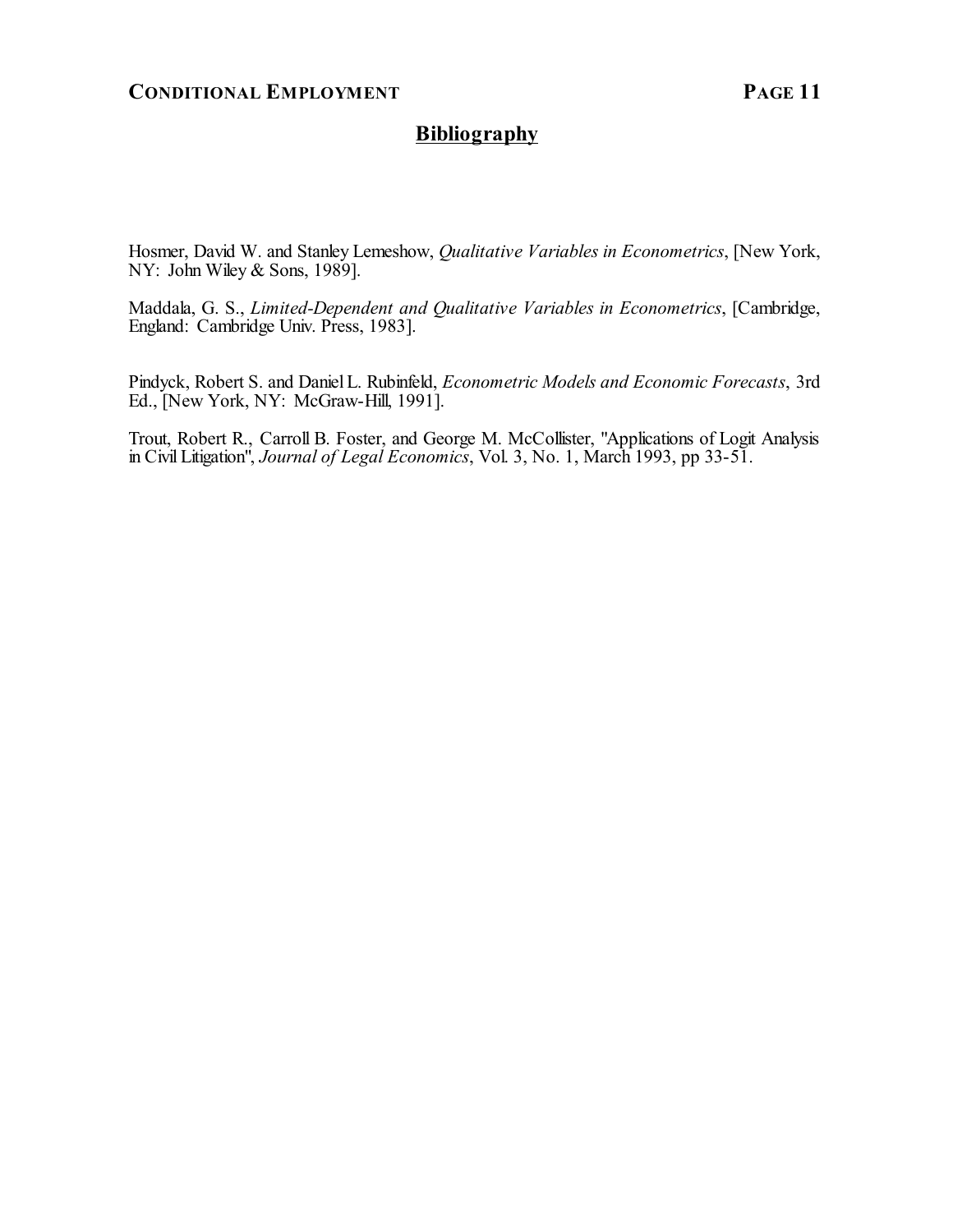## Bibliography

Hosmer, David W. and Stanley Lemeshow, *Qualitative Variables in Econometrics*, [New York, NY: John Wiley & Sons, 1989].

Maddala, G. S., *Limited-Dependent and Qualitative Variables in Econometrics*, [Cambridge, England: Cambridge Univ. Press, 1983].

Pindyck, Robert S. and Daniel L. Rubinfeld, *Econometric Models and Economic Forecasts*, 3rd Ed., [New York, NY: McGraw-Hill, 1991].

Trout, Robert R., Carroll B. Foster, and George M. McCollister, "Applications of Logit Analysis in Civil Litigation", *Journal of Legal Economics*, Vol. 3, No. 1, March 1993, pp 33-51.